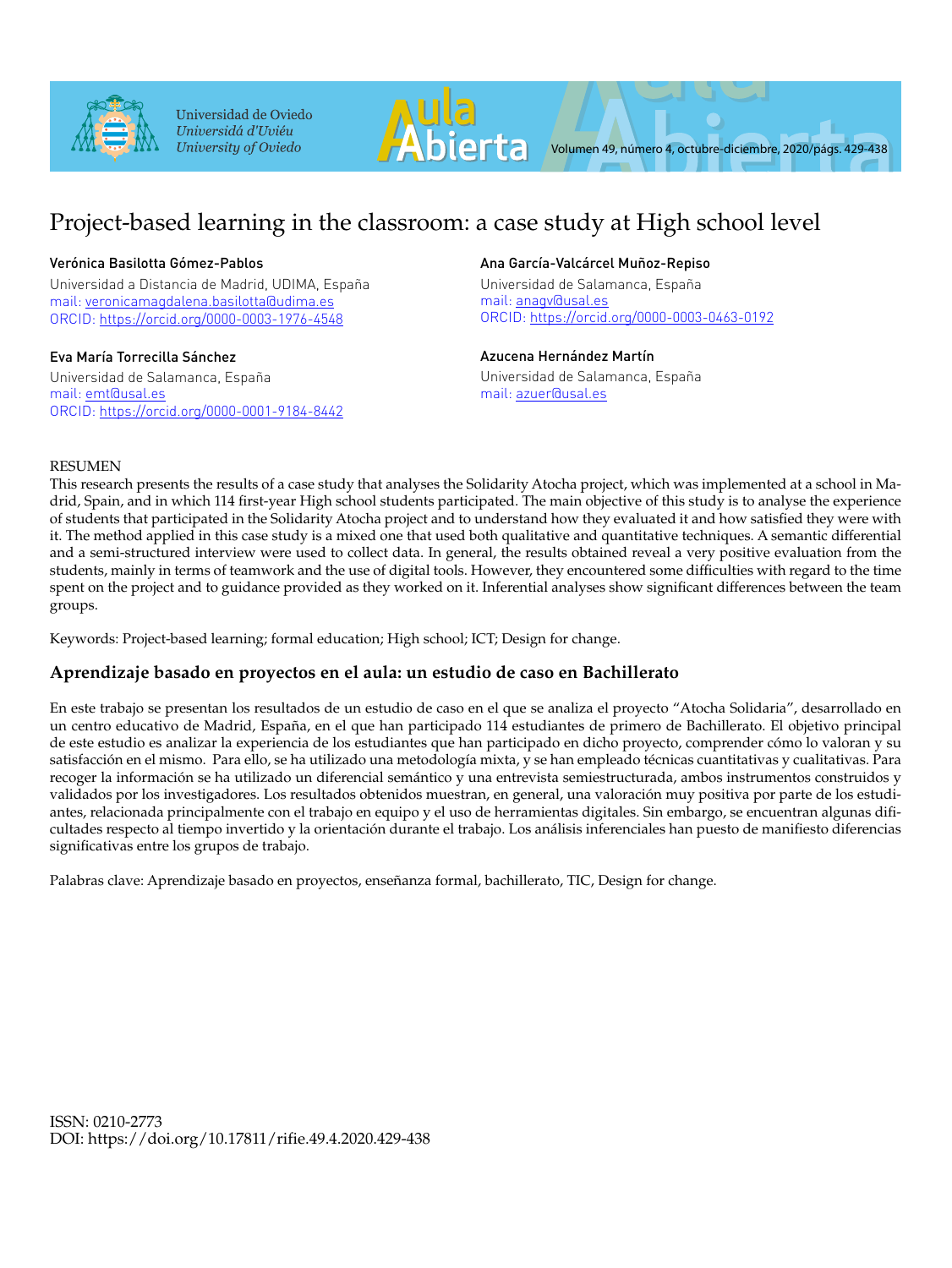# Project-based learning in the classroom: a case study at High school level

**Verónica Basilotta Gómez-Pablos**
Universidad a Distancia de Madrid, UDIMA, España
mail: veronicamagdalena.basilotta@udima.es
ORCID: https://orcid.org/0000-0003-1976-4548

**Ana García-Valcárcel Muñoz-Repiso**
Universidad de Salamanca, España
mail: anagv@usal.es
ORCID: https://orcid.org/0000-0003-0463-0192

**Eva María Torrecilla Sánchez**
Universidad de Salamanca, España
mail: emt@usal.es
ORCID: https://orcid.org/0000-0001-9184-8442

**Azucena Hernández Martín**
Universidad de Salamanca, España
mail: azuer@usal.es

RESUMEN

This research presents the results of a case study that analyses the Solidarity Atocha project, which was implemented at a school in Madrid, Spain, and in which 114 first-year High school students participated. The main objective of this study is to analyse the experience of students that participated in the Solidarity Atocha project and to understand how they evaluated it and how satisfied they were with it. The method applied in this case study is a mixed one that used both qualitative and quantitative techniques. A semantic differential and a semi-structured interview were used to collect data. In general, the results obtained reveal a very positive evaluation from the students, mainly in terms of teamwork and the use of digital tools. However, they encountered some difficulties with regard to the time spent on the project and to guidance provided as they worked on it. Inferential analyses show significant differences between the team groups.

Keywords: Project-based learning; formal education; High school; ICT; Design for change.

## Aprendizaje basado en proyectos en el aula: un estudio de caso en Bachillerato

En este trabajo se presentan los resultados de un estudio de caso en el que se analiza el proyecto "Atocha Solidaria", desarrollado en un centro educativo de Madrid, España, en el que han participado 114 estudiantes de primero de Bachillerato. El objetivo principal de este estudio es analizar la experiencia de los estudiantes que han participado en dicho proyecto, comprender cómo lo valoran y su satisfacción en el mismo. Para ello, se ha utilizado una metodología mixta, y se han empleado técnicas cuantitativas y cualitativas. Para recoger la información se ha utilizado un diferencial semántico y una entrevista semiestructurada, ambos instrumentos construidos y validados por los investigadores. Los resultados obtenidos muestran, en general, una valoración muy positiva por parte de los estudiantes, relacionada principalmente con el trabajo en equipo y el uso de herramientas digitales. Sin embargo, se encuentran algunas dificultades respecto al tiempo invertido y la orientación durante el trabajo. Los análisis inferenciales han puesto de manifiesto diferencias significativas entre los grupos de trabajo.

Palabras clave: Aprendizaje basado en proyectos, enseñanza formal, bachillerato, TIC, Design for change.

ISSN: 0210-2773
DOI: https://doi.org/10.17811/rifie.49.4.2020.429-438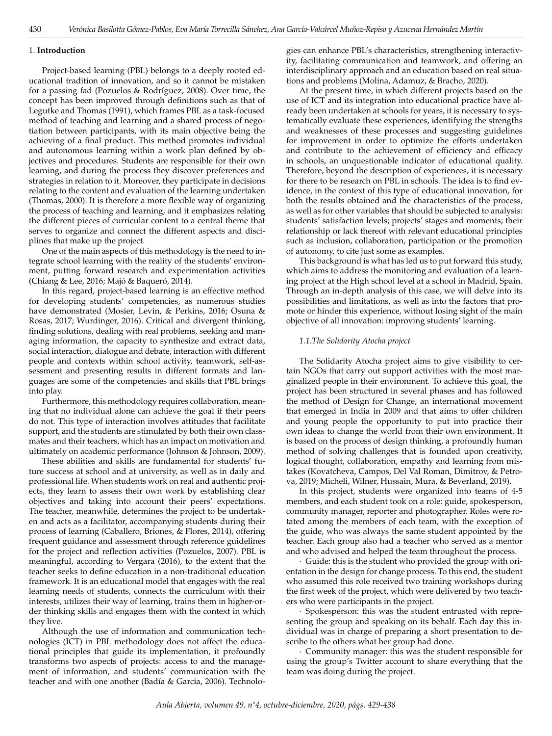## 1. Introduction

Project-based learning (PBL) belongs to a deeply rooted educational tradition of innovation, and so it cannot be mistaken for a passing fad (Pozuelos & Rodríguez, 2008). Over time, the concept has been improved through definitions such as that of Legutke and Thomas (1991), which frames PBL as a task-focused method of teaching and learning and a shared process of negotiation between participants, with its main objective being the achieving of a final product. This method promotes individual and autonomous learning within a work plan defined by objectives and procedures. Students are responsible for their own learning, and during the process they discover preferences and strategies in relation to it. Moreover, they participate in decisions relating to the content and evaluation of the learning undertaken (Thomas, 2000). It is therefore a more flexible way of organizing the process of teaching and learning, and it emphasizes relating the different pieces of curricular content to a central theme that serves to organize and connect the different aspects and disciplines that make up the project.

One of the main aspects of this methodology is the need to integrate school learning with the reality of the students' environment, putting forward research and experimentation activities (Chiang & Lee, 2016; Majó & Baqueró, 2014).

In this regard, project-based learning is an effective method for developing students' competencies, as numerous studies have demonstrated (Mosier, Levin, & Perkins, 2016; Osuna & Rosas, 2017; Wurdinger, 2016). Critical and divergent thinking, finding solutions, dealing with real problems, seeking and managing information, the capacity to synthesize and extract data, social interaction, dialogue and debate, interaction with different people and contexts within school activity, teamwork, self-assessment and presenting results in different formats and languages are some of the competencies and skills that PBL brings into play.

Furthermore, this methodology requires collaboration, meaning that no individual alone can achieve the goal if their peers do not. This type of interaction involves attitudes that facilitate support, and the students are stimulated by both their own classmates and their teachers, which has an impact on motivation and ultimately on academic performance (Johnson & Johnson, 2009).

These abilities and skills are fundamental for students' future success at school and at university, as well as in daily and professional life. When students work on real and authentic projects, they learn to assess their own work by establishing clear objectives and taking into account their peers' expectations. The teacher, meanwhile, determines the project to be undertaken and acts as a facilitator, accompanying students during their process of learning (Caballero, Briones, & Flores, 2014), offering frequent guidance and assessment through reference guidelines for the project and reflection activities (Pozuelos, 2007). PBL is meaningful, according to Vergara (2016), to the extent that the teacher seeks to define education in a non-traditional education framework. It is an educational model that engages with the real learning needs of students, connects the curriculum with their interests, utilizes their way of learning, trains them in higher-order thinking skills and engages them with the context in which they live.

Although the use of information and communication technologies (ICT) in PBL methodology does not affect the educational principles that guide its implementation, it profoundly transforms two aspects of projects: access to and the management of information, and students' communication with the teacher and with one another (Badía & García, 2006). Technologies can enhance PBL's characteristics, strengthening interactivity, facilitating communication and teamwork, and offering an interdisciplinary approach and an education based on real situations and problems (Molina, Adamuz, & Bracho, 2020).

At the present time, in which different projects based on the use of ICT and its integration into educational practice have already been undertaken at schools for years, it is necessary to systematically evaluate these experiences, identifying the strengths and weaknesses of these processes and suggesting guidelines for improvement in order to optimize the efforts undertaken and contribute to the achievement of efficiency and efficacy in schools, an unquestionable indicator of educational quality. Therefore, beyond the description of experiences, it is necessary for there to be research on PBL in schools. The idea is to find evidence, in the context of this type of educational innovation, for both the results obtained and the characteristics of the process, as well as for other variables that should be subjected to analysis: students' satisfaction levels; projects' stages and moments; their relationship or lack thereof with relevant educational principles such as inclusion, collaboration, participation or the promotion of autonomy, to cite just some as examples.

This background is what has led us to put forward this study, which aims to address the monitoring and evaluation of a learning project at the High school level at a school in Madrid, Spain. Through an in-depth analysis of this case, we will delve into its possibilities and limitations, as well as into the factors that promote or hinder this experience, without losing sight of the main objective of all innovation: improving students' learning.

### *1.1. The Solidarity Atocha project*

The Solidarity Atocha project aims to give visibility to certain NGOs that carry out support activities with the most marginalized people in their environment. To achieve this goal, the project has been structured in several phases and has followed the method of Design for Change, an international movement that emerged in India in 2009 and that aims to offer children and young people the opportunity to put into practice their own ideas to change the world from their own environment. It is based on the process of design thinking, a profoundly human method of solving challenges that is founded upon creativity, logical thought, collaboration, empathy and learning from mistakes (Kovatcheva, Campos, Del Val Roman, Dimitrov, & Petrova, 2019; Micheli, Wilner, Hussain, Mura, & Beverland, 2019).

In this project, students were organized into teams of 4-5 members, and each student took on a role: guide, spokesperson, community manager, reporter and photographer. Roles were rotated among the members of each team, with the exception of the guide, who was always the same student appointed by the teacher. Each group also had a teacher who served as a mentor and who advised and helped the team throughout the process.

· Guide: this is the student who provided the group with orientation in the design for change process. To this end, the student who assumed this role received two training workshops during the first week of the project, which were delivered by two teachers who were participants in the project.

· Spokesperson: this was the student entrusted with representing the group and speaking on its behalf. Each day this individual was in charge of preparing a short presentation to describe to the others what her group had done.

· Community manager: this was the student responsible for using the group's Twitter account to share everything that the team was doing during the project.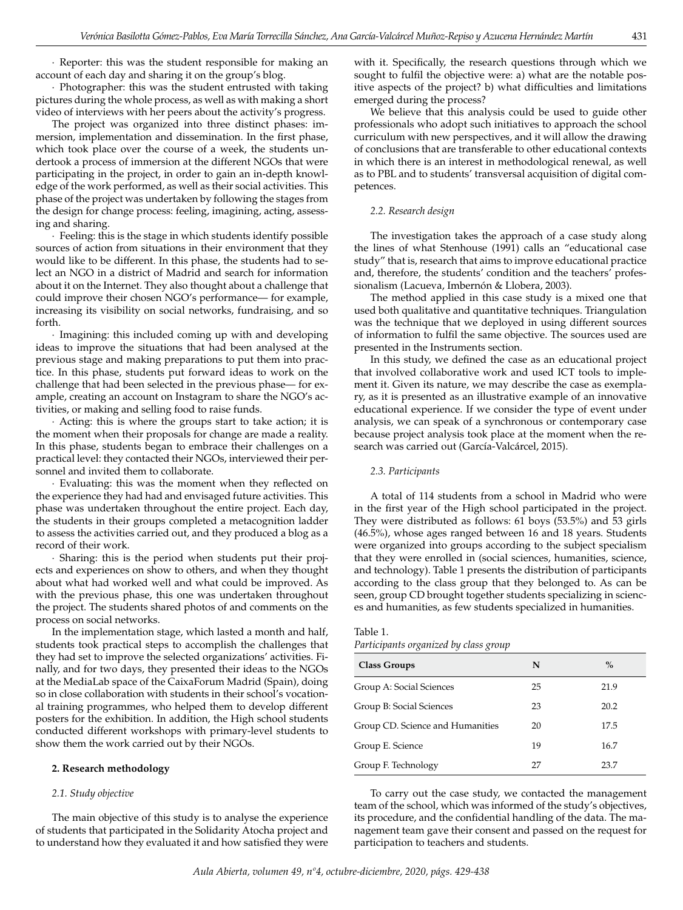· Reporter: this was the student responsible for making an account of each day and sharing it on the group's blog.

· Photographer: this was the student entrusted with taking pictures during the whole process, as well as with making a short video of interviews with her peers about the activity's progress.

The project was organized into three distinct phases: immersion, implementation and dissemination. In the first phase, which took place over the course of a week, the students undertook a process of immersion at the different NGOs that were participating in the project, in order to gain an in-depth knowledge of the work performed, as well as their social activities. This phase of the project was undertaken by following the stages from the design for change process: feeling, imagining, acting, assessing and sharing.

· Feeling: this is the stage in which students identify possible sources of action from situations in their environment that they would like to be different. In this phase, the students had to select an NGO in a district of Madrid and search for information about it on the Internet. They also thought about a challenge that could improve their chosen NGO's performance— for example, increasing its visibility on social networks, fundraising, and so forth.

· Imagining: this included coming up with and developing ideas to improve the situations that had been analysed at the previous stage and making preparations to put them into practice. In this phase, students put forward ideas to work on the challenge that had been selected in the previous phase— for example, creating an account on Instagram to share the NGO's activities, or making and selling food to raise funds.

· Acting: this is where the groups start to take action; it is the moment when their proposals for change are made a reality. In this phase, students began to embrace their challenges on a practical level: they contacted their NGOs, interviewed their personnel and invited them to collaborate.

· Evaluating: this was the moment when they reflected on the experience they had had and envisaged future activities. This phase was undertaken throughout the entire project. Each day, the students in their groups completed a metacognition ladder to assess the activities carried out, and they produced a blog as a record of their work.

· Sharing: this is the period when students put their projects and experiences on show to others, and when they thought about what had worked well and what could be improved. As with the previous phase, this one was undertaken throughout the project. The students shared photos of and comments on the process on social networks.

In the implementation stage, which lasted a month and half, students took practical steps to accomplish the challenges that they had set to improve the selected organizations' activities. Finally, and for two days, they presented their ideas to the NGOs at the MediaLab space of the CaixaForum Madrid (Spain), doing so in close collaboration with students in their school's vocational training programmes, who helped them to develop different posters for the exhibition. In addition, the High school students conducted different workshops with primary-level students to show them the work carried out by their NGOs.

## 2. Research methodology

### *2.1. Study objective*

The main objective of this study is to analyse the experience of students that participated in the Solidarity Atocha project and to understand how they evaluated it and how satisfied they were with it. Specifically, the research questions through which we sought to fulfil the objective were: a) what are the notable positive aspects of the project? b) what difficulties and limitations emerged during the process?

We believe that this analysis could be used to guide other professionals who adopt such initiatives to approach the school curriculum with new perspectives, and it will allow the drawing of conclusions that are transferable to other educational contexts in which there is an interest in methodological renewal, as well as to PBL and to students' transversal acquisition of digital competences.

### *2.2. Research design*

The investigation takes the approach of a case study along the lines of what Stenhouse (1991) calls an "educational case study" that is, research that aims to improve educational practice and, therefore, the students' condition and the teachers' professionalism (Lacueva, Imbernón & Llobera, 2003).

The method applied in this case study is a mixed one that used both qualitative and quantitative techniques. Triangulation was the technique that we deployed in using different sources of information to fulfil the same objective. The sources used are presented in the Instruments section.

In this study, we defined the case as an educational project that involved collaborative work and used ICT tools to implement it. Given its nature, we may describe the case as exemplary, as it is presented as an illustrative example of an innovative educational experience. If we consider the type of event under analysis, we can speak of a synchronous or contemporary case because project analysis took place at the moment when the research was carried out (García-Valcárcel, 2015).

### *2.3. Participants*

A total of 114 students from a school in Madrid who were in the first year of the High school participated in the project. They were distributed as follows: 61 boys (53.5%) and 53 girls (46.5%), whose ages ranged between 16 and 18 years. Students were organized into groups according to the subject specialism that they were enrolled in (social sciences, humanities, science, and technology). Table 1 presents the distribution of participants according to the class group that they belonged to. As can be seen, group CD brought together students specializing in sciences and humanities, as few students specialized in humanities.

Table 1.
*Participants organized by class group*

| Class Groups | N | % |
|---|---|---|
| Group A: Social Sciences | 25 | 21.9 |
| Group B: Social Sciences | 23 | 20.2 |
| Group CD. Science and Humanities | 20 | 17.5 |
| Group E. Science | 19 | 16.7 |
| Group F. Technology | 27 | 23.7 |

To carry out the case study, we contacted the management team of the school, which was informed of the study's objectives, its procedure, and the confidential handling of the data. The management team gave their consent and passed on the request for participation to teachers and students.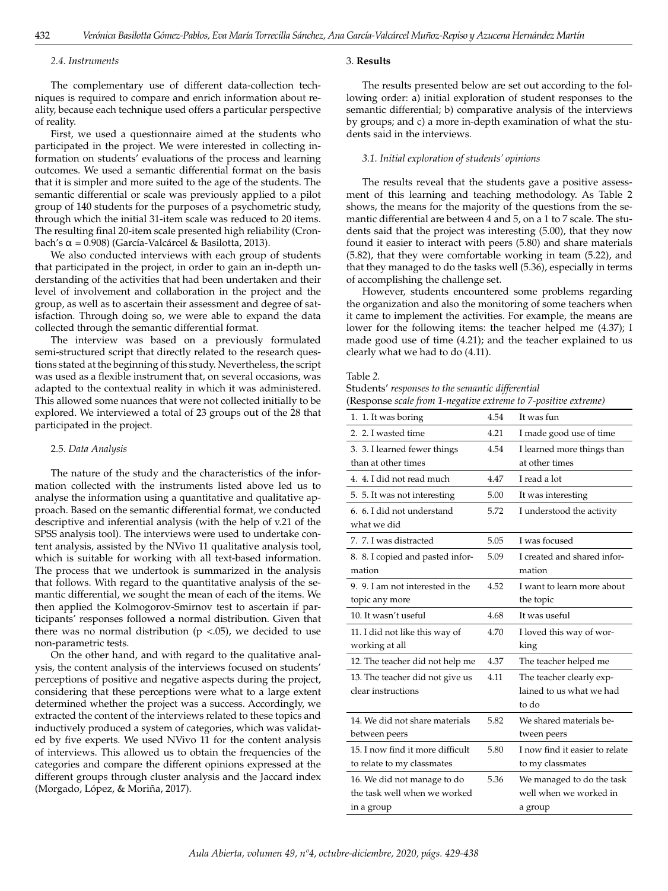### 2.4. Instruments

The complementary use of different data-collection techniques is required to compare and enrich information about reality, because each technique used offers a particular perspective of reality.

First, we used a questionnaire aimed at the students who participated in the project. We were interested in collecting information on students' evaluations of the process and learning outcomes. We used a semantic differential format on the basis that it is simpler and more suited to the age of the students. The semantic differential or scale was previously applied to a pilot group of 140 students for the purposes of a psychometric study, through which the initial 31-item scale was reduced to 20 items. The resulting final 20-item scale presented high reliability (Cronbach's $\alpha = 0.908$) (García-Valcárcel & Basilotta, 2013).

We also conducted interviews with each group of students that participated in the project, in order to gain an in-depth understanding of the activities that had been undertaken and their level of involvement and collaboration in the project and the group, as well as to ascertain their assessment and degree of satisfaction. Through doing so, we were able to expand the data collected through the semantic differential format.

The interview was based on a previously formulated semi-structured script that directly related to the research questions stated at the beginning of this study. Nevertheless, the script was used as a flexible instrument that, on several occasions, was adapted to the contextual reality in which it was administered. This allowed some nuances that were not collected initially to be explored. We interviewed a total of 23 groups out of the 28 that participated in the project.

### 2.5. Data Analysis

The nature of the study and the characteristics of the information collected with the instruments listed above led us to analyse the information using a quantitative and qualitative approach. Based on the semantic differential format, we conducted descriptive and inferential analysis (with the help of v.21 of the SPSS analysis tool). The interviews were used to undertake content analysis, assisted by the NVivo 11 qualitative analysis tool, which is suitable for working with all text-based information. The process that we undertook is summarized in the analysis that follows. With regard to the quantitative analysis of the semantic differential, we sought the mean of each of the items. We then applied the Kolmogorov-Smirnov test to ascertain if participants' responses followed a normal distribution. Given that there was no normal distribution ($p < .05$), we decided to use non-parametric tests.

On the other hand, and with regard to the qualitative analysis, the content analysis of the interviews focused on students' perceptions of positive and negative aspects during the project, considering that these perceptions were what to a large extent determined whether the project was a success. Accordingly, we extracted the content of the interviews related to these topics and inductively produced a system of categories, which was validated by five experts. We used NVivo 11 for the content analysis of interviews. This allowed us to obtain the frequencies of the categories and compare the different opinions expressed at the different groups through cluster analysis and the Jaccard index (Morgado, López, & Moriña, 2017).

## 3. Results

The results presented below are set out according to the following order: a) initial exploration of student responses to the semantic differential; b) comparative analysis of the interviews by groups; and c) a more in-depth examination of what the students said in the interviews.

### 3.1. Initial exploration of students' opinions

The results reveal that the students gave a positive assessment of this learning and teaching methodology. As Table 2 shows, the means for the majority of the questions from the semantic differential are between 4 and 5, on a 1 to 7 scale. The students said that the project was interesting (5.00), that they now found it easier to interact with peers (5.80) and share materials (5.82), that they were comfortable working in team (5.22), and that they managed to do the tasks well (5.36), especially in terms of accomplishing the challenge set.

However, students encountered some problems regarding the organization and also the monitoring of some teachers when it came to implement the activities. For example, the means are lower for the following items: the teacher helped me (4.37); I made good use of time (4.21); and the teacher explained to us clearly what we had to do (4.11).

Table 2.
Students' *responses to the semantic differential*
(Response *scale from 1-negative extreme to 7-positive extreme)*

| | | |
|---|---|---|
| 1. 1. It was boring | 4.54 | It was fun |
| 2. 2. I wasted time | 4.21 | I made good use of time |
| 3. 3. I learned fewer things than at other times | 4.54 | I learned more things than at other times |
| 4. 4. I did not read much | 4.47 | I read a lot |
| 5. 5. It was not interesting | 5.00 | It was interesting |
| 6. 6. I did not understand what we did | 5.72 | I understood the activity |
| 7. 7. I was distracted | 5.05 | I was focused |
| 8. 8. I copied and pasted information | 5.09 | I created and shared information |
| 9. 9. I am not interested in the topic any more | 4.52 | I want to learn more about the topic |
| 10. It wasn't useful | 4.68 | It was useful |
| 11. I did not like this way of working at all | 4.70 | I loved this way of working |
| 12. The teacher did not help me | 4.37 | The teacher helped me |
| 13. The teacher did not give us clear instructions | 4.11 | The teacher clearly explained to us what we had to do |
| 14. We did not share materials between peers | 5.82 | We shared materials between peers |
| 15. I now find it more difficult to relate to my classmates | 5.80 | I now find it easier to relate to my classmates |
| 16. We did not manage to do the task well when we worked in a group | 5.36 | We managed to do the task well when we worked in a group |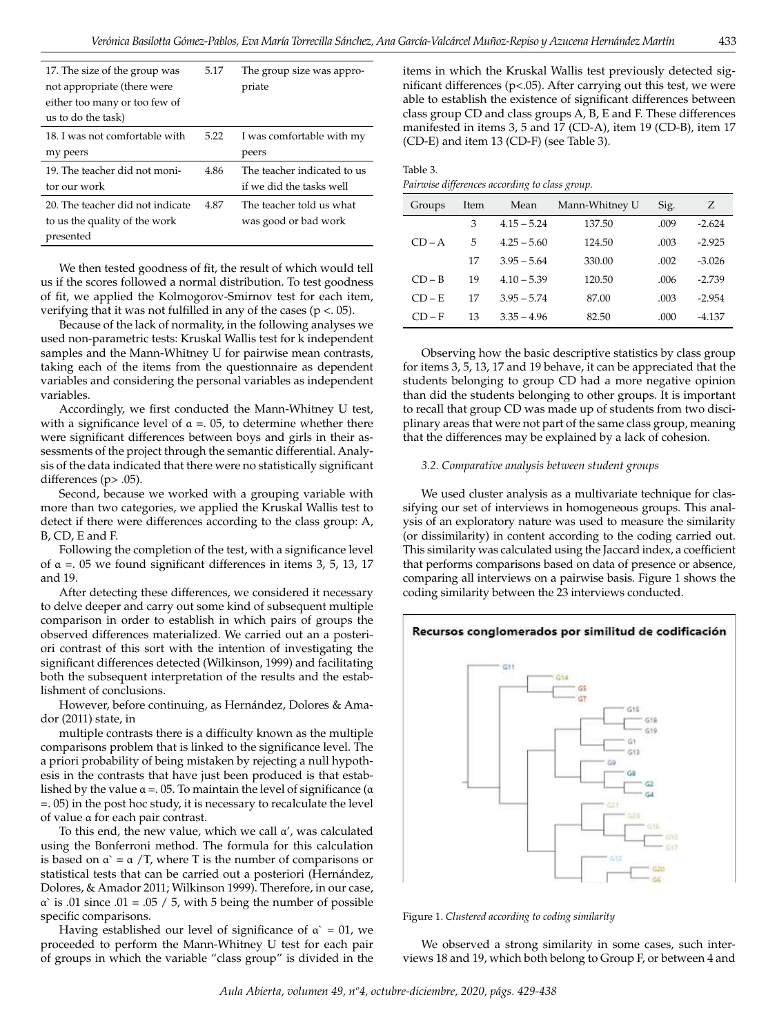| | | |
|---|---|---|
| 17. The size of the group was not appropriate (there were either too many or too few of us to do the task) | 5.17 | The group size was appropriate |
| 18. I was not comfortable with my peers | 5.22 | I was comfortable with my peers |
| 19. The teacher did not monitor our work | 4.86 | The teacher indicated to us if we did the tasks well |
| 20. The teacher did not indicate to us the quality of the work presented | 4.87 | The teacher told us what was good or bad work |

We then tested goodness of fit, the result of which would tell us if the scores followed a normal distribution. To test goodness of fit, we applied the Kolmogorov-Smirnov test for each item, verifying that it was not fulfilled in any of the cases ($p < .05$).

Because of the lack of normality, in the following analyses we used non-parametric tests: Kruskal Wallis test for k independent samples and the Mann-Whitney U for pairwise mean contrasts, taking each of the items from the questionnaire as dependent variables and considering the personal variables as independent variables.

Accordingly, we first conducted the Mann-Whitney U test, with a significance level of $\alpha = .05$, to determine whether there were significant differences between boys and girls in their assessments of the project through the semantic differential. Analysis of the data indicated that there were no statistically significant differences ($p > .05$).

Second, because we worked with a grouping variable with more than two categories, we applied the Kruskal Wallis test to detect if there were differences according to the class group: A, B, CD, E and F.

Following the completion of the test, with a significance level of $\alpha = .05$ we found significant differences in items 3, 5, 13, 17 and 19.

After detecting these differences, we considered it necessary to delve deeper and carry out some kind of subsequent multiple comparison in order to establish in which pairs of groups the observed differences materialized. We carried out an a posteriori contrast of this sort with the intention of investigating the significant differences detected (Wilkinson, 1999) and facilitating both the subsequent interpretation of the results and the establishment of conclusions.

However, before continuing, as Hernández, Dolores & Amador (2011) state, in

multiple contrasts there is a difficulty known as the multiple comparisons problem that is linked to the significance level. The a priori probability of being mistaken by rejecting a null hypothesis in the contrasts that have just been produced is that established by the value $\alpha = .05$. To maintain the level of significance ($\alpha = .05$) in the post hoc study, it is necessary to recalculate the level of value α for each pair contrast.

To this end, the new value, which we call α', was calculated using the Bonferroni method. The formula for this calculation is based on $\alpha' = \alpha / T$, where T is the number of comparisons or statistical tests that can be carried out a posteriori (Hernández, Dolores, & Amador 2011; Wilkinson 1999). Therefore, in our case, α' is .01 since $.01 = .05 / 5$, with 5 being the number of possible specific comparisons.

Having established our level of significance of $\alpha' = .01$, we proceeded to perform the Mann-Whitney U test for each pair of groups in which the variable "class group" is divided in the items in which the Kruskal Wallis test previously detected significant differences ($p < .05$). After carrying out this test, we were able to establish the existence of significant differences between class group CD and class groups A, B, E and F. These differences manifested in items 3, 5 and 17 (CD-A), item 19 (CD-B), item 17 (CD-E) and item 13 (CD-F) (see Table 3).

Table 3.
*Pairwise differences according to class group.*

| Groups | Item | Mean | Mann-Whitney U | Sig. | Z |
|---|---|---|---|---|---|
| CD – A | 3 | 4.15 – 5.24 | 137.50 | .009 | -2.624 |
| | 5 | 4.25 – 5.60 | 124.50 | .003 | -2.925 |
| | 17 | 3.95 – 5.64 | 330.00 | .002 | -3.026 |
| CD – B | 19 | 4.10 – 5.39 | 120.50 | .006 | -2.739 |
| CD – E | 17 | 3.95 – 5.74 | 87.00 | .003 | -2.954 |
| CD – F | 13 | 3.35 – 4.96 | 82.50 | .000 | -4.137 |

Observing how the basic descriptive statistics by class group for items 3, 5, 13, 17 and 19 behave, it can be appreciated that the students belonging to group CD had a more negative opinion than did the students belonging to other groups. It is important to recall that group CD was made up of students from two disciplinary areas that were not part of the same class group, meaning that the differences may be explained by a lack of cohesion.

### *3.2. Comparative analysis between student groups*

We used cluster analysis as a multivariate technique for classifying our set of interviews in homogeneous groups. This analysis of an exploratory nature was used to measure the similarity (or dissimilarity) in content according to the coding carried out. This similarity was calculated using the Jaccard index, a coefficient that performs comparisons based on data of presence or absence, comparing all interviews on a pairwise basis. Figure 1 shows the coding similarity between the 23 interviews conducted.

Figure 1. *Clustered according to coding similarity*

We observed a strong similarity in some cases, such interviews 18 and 19, which both belong to Group F, or between 4 and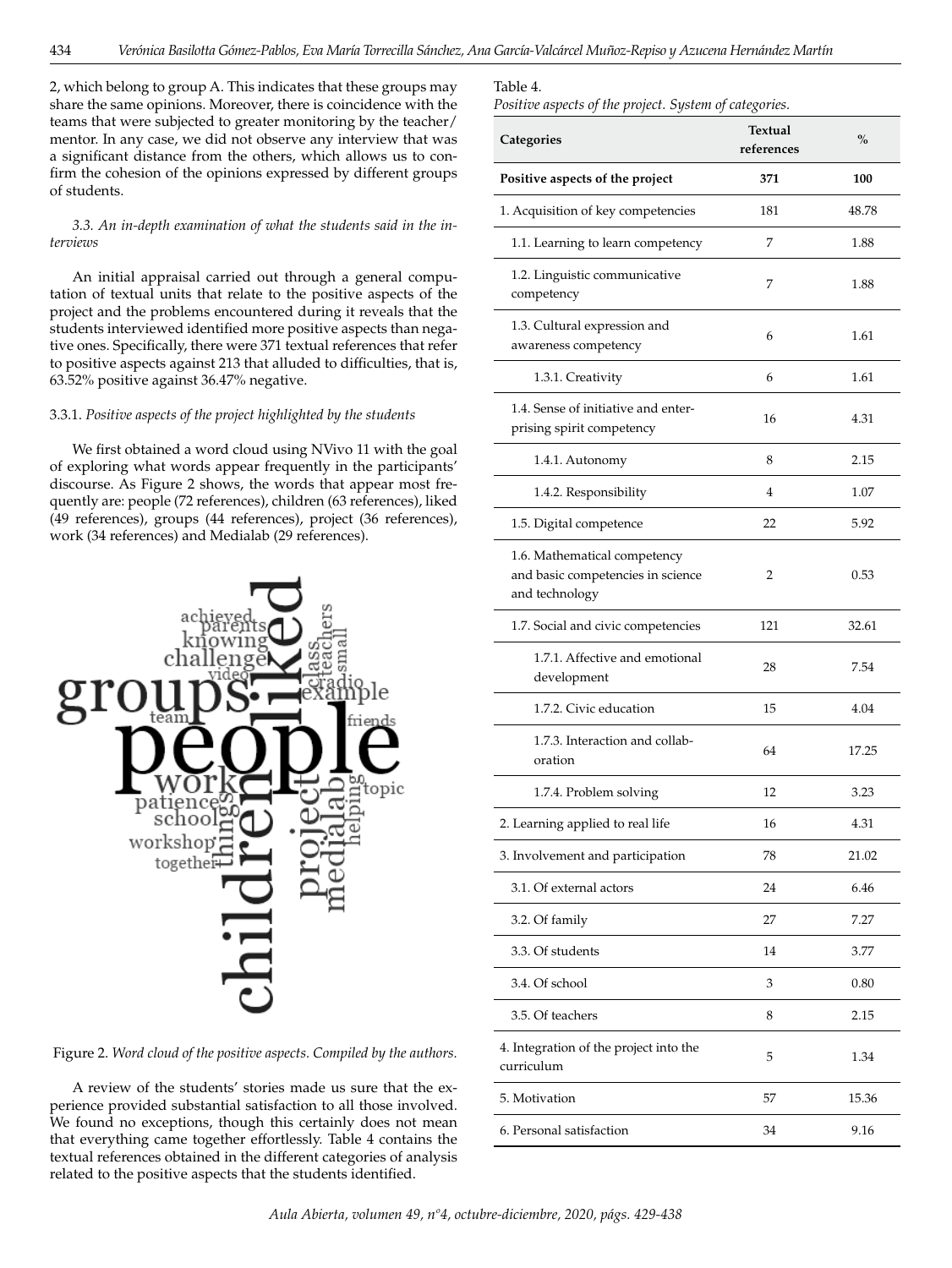2, which belong to group A. This indicates that these groups may share the same opinions. Moreover, there is coincidence with the teams that were subjected to greater monitoring by the teacher/mentor. In any case, we did not observe any interview that was a significant distance from the others, which allows us to confirm the cohesion of the opinions expressed by different groups of students.

*3.3. An in-depth examination of what the students said in the interviews*

An initial appraisal carried out through a general computation of textual units that relate to the positive aspects of the project and the problems encountered during it reveals that the students interviewed identified more positive aspects than negative ones. Specifically, there were 371 textual references that refer to positive aspects against 213 that alluded to difficulties, that is, 63.52% positive against 36.47% negative.

3.3.1. *Positive aspects of the project highlighted by the students*

We first obtained a word cloud using NVivo 11 with the goal of exploring what words appear frequently in the participants' discourse. As Figure 2 shows, the words that appear most frequently are: people (72 references), children (63 references), liked (49 references), groups (44 references), project (36 references), work (34 references) and Medialab (29 references).

Figure 2. *Word cloud of the positive aspects. Compiled by the authors.*

A review of the students' stories made us sure that the experience provided substantial satisfaction to all those involved. We found no exceptions, though this certainly does not mean that everything came together effortlessly. Table 4 contains the textual references obtained in the different categories of analysis related to the positive aspects that the students identified.

Table 4.
*Positive aspects of the project. System of categories.*

| Categories | Textual references | % |
|---|---|---|
| **Positive aspects of the project** | **371** | **100** |
| 1. Acquisition of key competencies | 181 | 48.78 |
| 1.1. Learning to learn competency | 7 | 1.88 |
| 1.2. Linguistic communicative competency | 7 | 1.88 |
| 1.3. Cultural expression and awareness competency | 6 | 1.61 |
| 1.3.1. Creativity | 6 | 1.61 |
| 1.4. Sense of initiative and enterprising spirit competency | 16 | 4.31 |
| 1.4.1. Autonomy | 8 | 2.15 |
| 1.4.2. Responsibility | 4 | 1.07 |
| 1.5. Digital competence | 22 | 5.92 |
| 1.6. Mathematical competency and basic competencies in science and technology | 2 | 0.53 |
| 1.7. Social and civic competencies | 121 | 32.61 |
| 1.7.1. Affective and emotional development | 28 | 7.54 |
| 1.7.2. Civic education | 15 | 4.04 |
| 1.7.3. Interaction and collaboration | 64 | 17.25 |
| 1.7.4. Problem solving | 12 | 3.23 |
| 2. Learning applied to real life | 16 | 4.31 |
| 3. Involvement and participation | 78 | 21.02 |
| 3.1. Of external actors | 24 | 6.46 |
| 3.2. Of family | 27 | 7.27 |
| 3.3. Of students | 14 | 3.77 |
| 3.4. Of school | 3 | 0.80 |
| 3.5. Of teachers | 8 | 2.15 |
| 4. Integration of the project into the curriculum | 5 | 1.34 |
| 5. Motivation | 57 | 15.36 |
| 6. Personal satisfaction | 34 | 9.16 |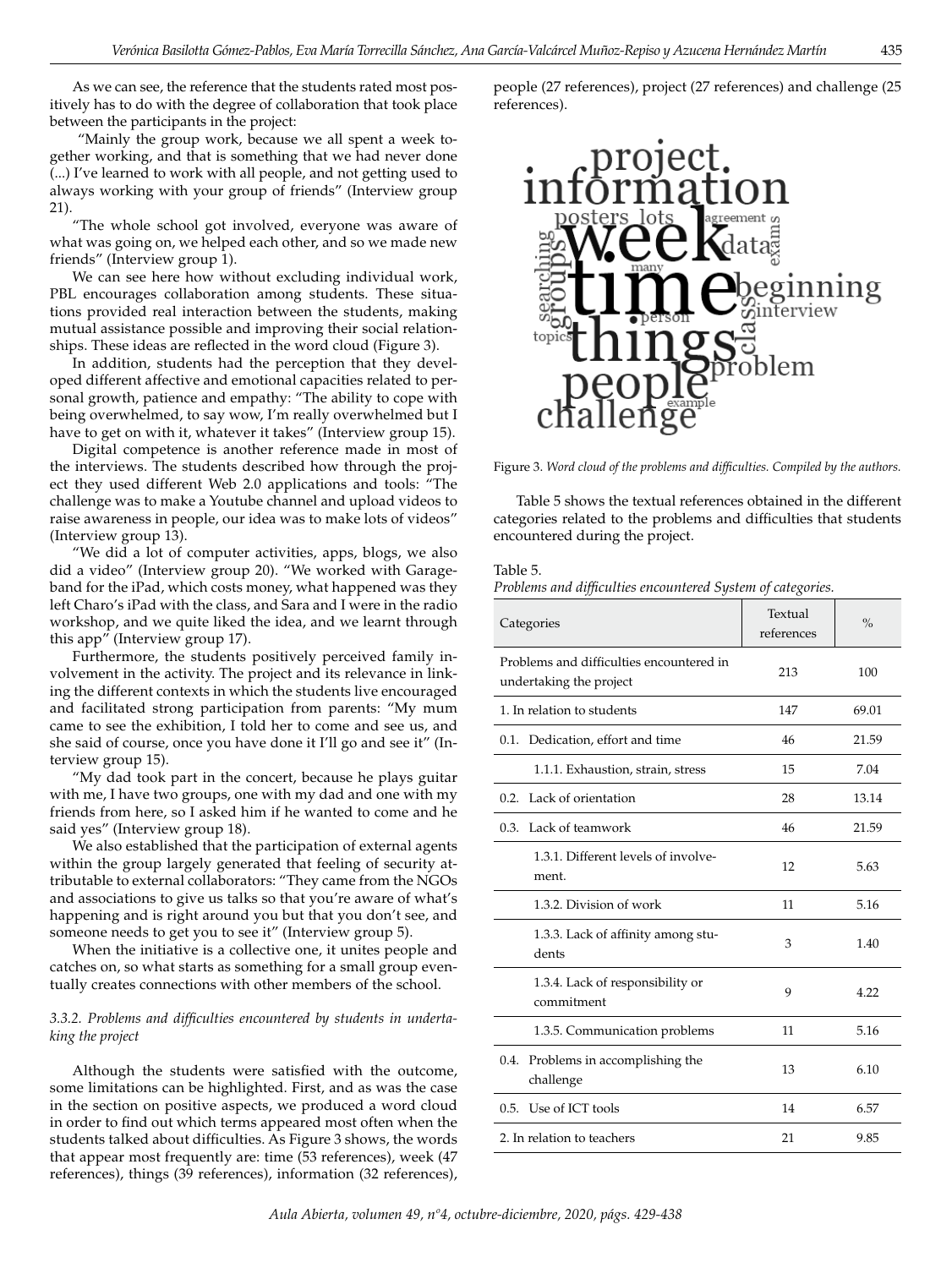As we can see, the reference that the students rated most positively has to do with the degree of collaboration that took place between the participants in the project:

"Mainly the group work, because we all spent a week together working, and that is something that we had never done (...) I've learned to work with all people, and not getting used to always working with your group of friends" (Interview group 21).

"The whole school got involved, everyone was aware of what was going on, we helped each other, and so we made new friends" (Interview group 1).

We can see here how without excluding individual work, PBL encourages collaboration among students. These situations provided real interaction between the students, making mutual assistance possible and improving their social relationships. These ideas are reflected in the word cloud (Figure 3).

In addition, students had the perception that they developed different affective and emotional capacities related to personal growth, patience and empathy: "The ability to cope with being overwhelmed, to say wow, I'm really overwhelmed but I have to get on with it, whatever it takes" (Interview group 15).

Digital competence is another reference made in most of the interviews. The students described how through the project they used different Web 2.0 applications and tools: "The challenge was to make a Youtube channel and upload videos to raise awareness in people, our idea was to make lots of videos" (Interview group 13).

"We did a lot of computer activities, apps, blogs, we also did a video" (Interview group 20). "We worked with Garageband for the iPad, which costs money, what happened was they left Charo's iPad with the class, and Sara and I were in the radio workshop, and we quite liked the idea, and we learnt through this app" (Interview group 17).

Furthermore, the students positively perceived family involvement in the activity. The project and its relevance in linking the different contexts in which the students live encouraged and facilitated strong participation from parents: "My mum came to see the exhibition, I told her to come and see us, and she said of course, once you have done it I'll go and see it" (Interview group 15).

"My dad took part in the concert, because he plays guitar with me, I have two groups, one with my dad and one with my friends from here, so I asked him if he wanted to come and he said yes" (Interview group 18).

We also established that the participation of external agents within the group largely generated that feeling of security attributable to external collaborators: "They came from the NGOs and associations to give us talks so that you're aware of what's happening and is right around you but that you don't see, and someone needs to get you to see it" (Interview group 5).

When the initiative is a collective one, it unites people and catches on, so what starts as something for a small group eventually creates connections with other members of the school.

### 3.3.2. Problems and difficulties encountered by students in undertaking the project

Although the students were satisfied with the outcome, some limitations can be highlighted. First, and as was the case in the section on positive aspects, we produced a word cloud in order to find out which terms appeared most often when the students talked about difficulties. As Figure 3 shows, the words that appear most frequently are: time (53 references), week (47 references), things (39 references), information (32 references), people (27 references), project (27 references) and challenge (25 references).

project information posters lots agreement week data exams searching groups many time beginning class interview person topics things problem people example challenge

Figure 3. *Word cloud of the problems and difficulties. Compiled by the authors.*

Table 5 shows the textual references obtained in the different categories related to the problems and difficulties that students encountered during the project.

Table 5.
*Problems and difficulties encountered System of categories.*

| Categories | Textual references | % |
|---|---|---|
| Problems and difficulties encountered in undertaking the project | 213 | 100 |
| 1. In relation to students | 147 | 69.01 |
| 0.1. Dedication, effort and time | 46 | 21.59 |
| 1.1.1. Exhaustion, strain, stress | 15 | 7.04 |
| 0.2. Lack of orientation | 28 | 13.14 |
| 0.3. Lack of teamwork | 46 | 21.59 |
| 1.3.1. Different levels of involvement. | 12 | 5.63 |
| 1.3.2. Division of work | 11 | 5.16 |
| 1.3.3. Lack of affinity among students | 3 | 1.40 |
| 1.3.4. Lack of responsibility or commitment | 9 | 4.22 |
| 1.3.5. Communication problems | 11 | 5.16 |
| 0.4. Problems in accomplishing the challenge | 13 | 6.10 |
| 0.5. Use of ICT tools | 14 | 6.57 |
| 2. In relation to teachers | 21 | 9.85 |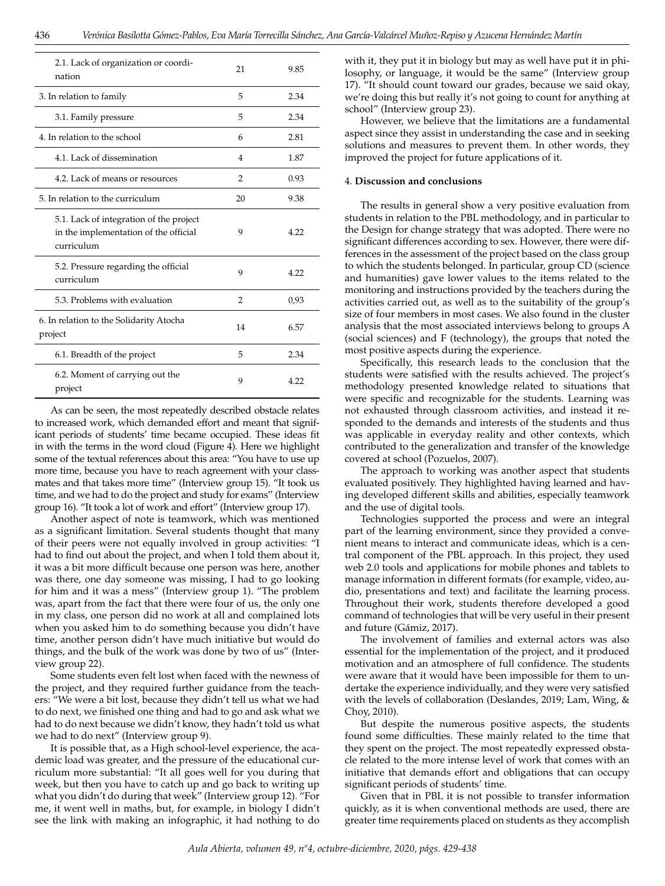| | | |
|---|---|---|
| 2.1. Lack of organization or coordination | 21 | 9.85 |
| 3. In relation to family | 5 | 2.34 |
| 3.1. Family pressure | 5 | 2.34 |
| 4. In relation to the school | 6 | 2.81 |
| 4.1. Lack of dissemination | 4 | 1.87 |
| 4.2. Lack of means or resources | 2 | 0.93 |
| 5. In relation to the curriculum | 20 | 9.38 |
| 5.1. Lack of integration of the project in the implementation of the official curriculum | 9 | 4.22 |
| 5.2. Pressure regarding the official curriculum | 9 | 4.22 |
| 5.3. Problems with evaluation | 2 | 0,93 |
| 6. In relation to the Solidarity Atocha project | 14 | 6.57 |
| 6.1. Breadth of the project | 5 | 2.34 |
| 6.2. Moment of carrying out the project | 9 | 4.22 |

As can be seen, the most repeatedly described obstacle relates to increased work, which demanded effort and meant that significant periods of students' time became occupied. These ideas fit in with the terms in the word cloud (Figure 4). Here we highlight some of the textual references about this area: "You have to use up more time, because you have to reach agreement with your classmates and that takes more time" (Interview group 15). "It took us time, and we had to do the project and study for exams" (Interview group 16). "It took a lot of work and effort" (Interview group 17).

Another aspect of note is teamwork, which was mentioned as a significant limitation. Several students thought that many of their peers were not equally involved in group activities: "I had to find out about the project, and when I told them about it, it was a bit more difficult because one person was here, another was there, one day someone was missing, I had to go looking for him and it was a mess" (Interview group 1). "The problem was, apart from the fact that there were four of us, the only one in my class, one person did no work at all and complained lots when you asked him to do something because you didn't have time, another person didn't have much initiative but would do things, and the bulk of the work was done by two of us" (Interview group 22).

Some students even felt lost when faced with the newness of the project, and they required further guidance from the teachers: "We were a bit lost, because they didn't tell us what we had to do next, we finished one thing and had to go and ask what we had to do next because we didn't know, they hadn't told us what we had to do next" (Interview group 9).

It is possible that, as a High school-level experience, the academic load was greater, and the pressure of the educational curriculum more substantial: "It all goes well for you during that week, but then you have to catch up and go back to writing up what you didn't do during that week" (Interview group 12). "For me, it went well in maths, but, for example, in biology I didn't see the link with making an infographic, it had nothing to do with it, they put it in biology but may as well have put it in philosophy, or language, it would be the same" (Interview group 17). "It should count toward our grades, because we said okay, we're doing this but really it's not going to count for anything at school" (Interview group 23).

However, we believe that the limitations are a fundamental aspect since they assist in understanding the case and in seeking solutions and measures to prevent them. In other words, they improved the project for future applications of it.

## 4. Discussion and conclusions

The results in general show a very positive evaluation from students in relation to the PBL methodology, and in particular to the Design for change strategy that was adopted. There were no significant differences according to sex. However, there were differences in the assessment of the project based on the class group to which the students belonged. In particular, group CD (science and humanities) gave lower values to the items related to the monitoring and instructions provided by the teachers during the activities carried out, as well as to the suitability of the group's size of four members in most cases. We also found in the cluster analysis that the most associated interviews belong to groups A (social sciences) and F (technology), the groups that noted the most positive aspects during the experience.

Specifically, this research leads to the conclusion that the students were satisfied with the results achieved. The project's methodology presented knowledge related to situations that were specific and recognizable for the students. Learning was not exhausted through classroom activities, and instead it responded to the demands and interests of the students and thus was applicable in everyday reality and other contexts, which contributed to the generalization and transfer of the knowledge covered at school (Pozuelos, 2007).

The approach to working was another aspect that students evaluated positively. They highlighted having learned and having developed different skills and abilities, especially teamwork and the use of digital tools.

Technologies supported the process and were an integral part of the learning environment, since they provided a convenient means to interact and communicate ideas, which is a central component of the PBL approach. In this project, they used web 2.0 tools and applications for mobile phones and tablets to manage information in different formats (for example, video, audio, presentations and text) and facilitate the learning process. Throughout their work, students therefore developed a good command of technologies that will be very useful in their present and future (Gámiz, 2017).

The involvement of families and external actors was also essential for the implementation of the project, and it produced motivation and an atmosphere of full confidence. The students were aware that it would have been impossible for them to undertake the experience individually, and they were very satisfied with the levels of collaboration (Deslandes, 2019; Lam, Wing, & Choy, 2010).

But despite the numerous positive aspects, the students found some difficulties. These mainly related to the time that they spent on the project. The most repeatedly expressed obstacle related to the more intense level of work that comes with an initiative that demands effort and obligations that can occupy significant periods of students' time.

Given that in PBL it is not possible to transfer information quickly, as it is when conventional methods are used, there are greater time requirements placed on students as they accomplish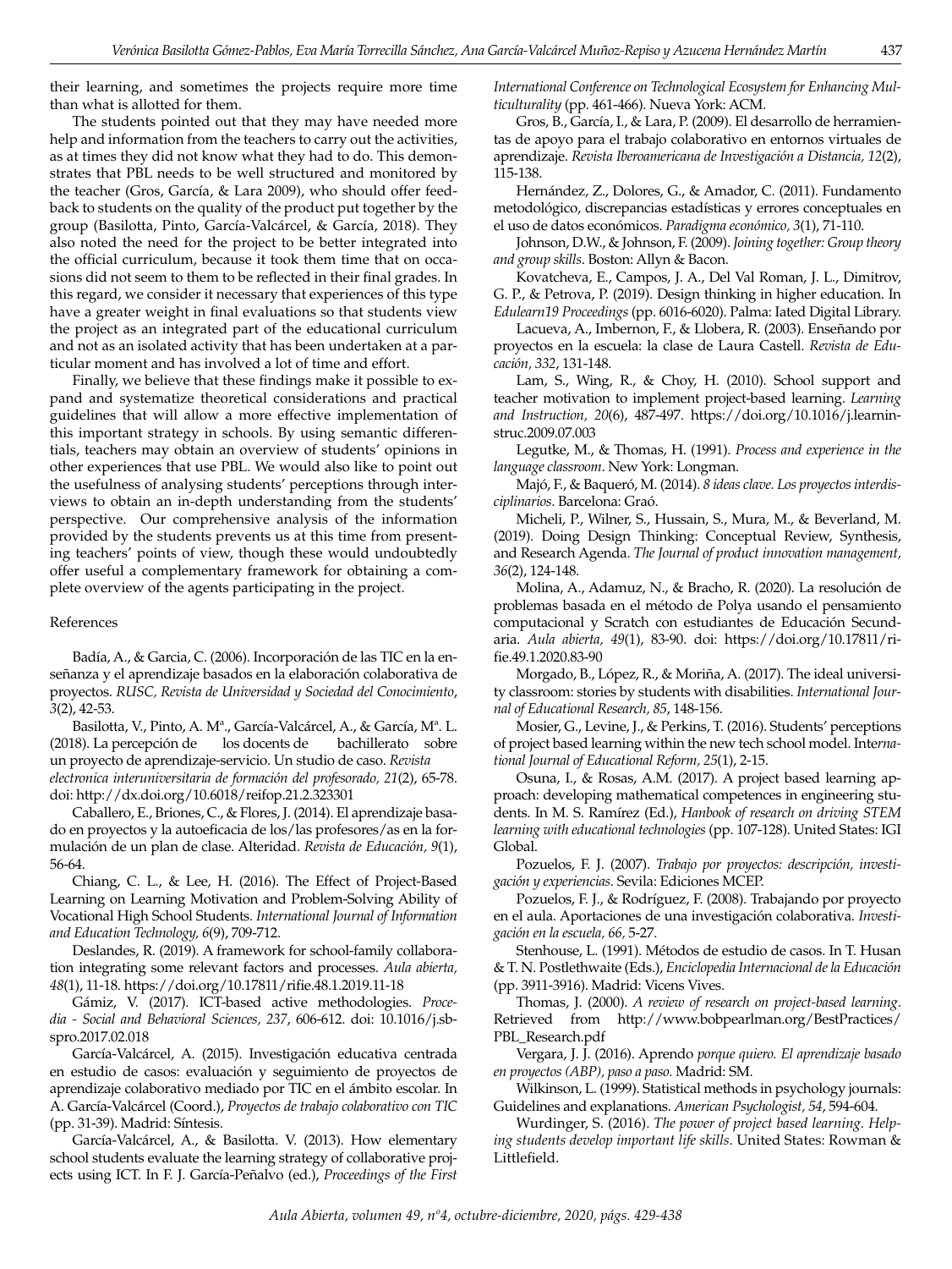their learning, and sometimes the projects require more time than what is allotted for them.

The students pointed out that they may have needed more help and information from the teachers to carry out the activities, as at times they did not know what they had to do. This demonstrates that PBL needs to be well structured and monitored by the teacher (Gros, García, & Lara 2009), who should offer feedback to students on the quality of the product put together by the group (Basilotta, Pinto, García-Valcárcel, & García, 2018). They also noted the need for the project to be better integrated into the official curriculum, because it took them time that on occasions did not seem to them to be reflected in their final grades. In this regard, we consider it necessary that experiences of this type have a greater weight in final evaluations so that students view the project as an integrated part of the educational curriculum and not as an isolated activity that has been undertaken at a particular moment and has involved a lot of time and effort.

Finally, we believe that these findings make it possible to expand and systematize theoretical considerations and practical guidelines that will allow a more effective implementation of this important strategy in schools. By using semantic differentials, teachers may obtain an overview of students' opinions in other experiences that use PBL. We would also like to point out the usefulness of analysing students' perceptions through interviews to obtain an in-depth understanding from the students' perspective. Our comprehensive analysis of the information provided by the students prevents us at this time from presenting teachers' points of view, though these would undoubtedly offer useful a complementary framework for obtaining a complete overview of the agents participating in the project.

## References

Badía, A., & Garcia, C. (2006). Incorporación de las TIC en la enseñanza y el aprendizaje basados en la elaboración colaborativa de proyectos. *RUSC, Revista de Universidad y Sociedad del Conocimiento*, *3*(2), 42-53.

Basilotta, V., Pinto, A. Mª., García-Valcárcel, A., & García, Mª. L. (2018). La percepción de los docents de bachillerato sobre un proyecto de aprendizaje-servicio. Un studio de caso. *Revista electronica interuniversitaria de formación del profesorado, 21*(2), 65-78. doi: http://dx.doi.org/10.6018/reifop.21.2.323301

Caballero, E., Briones, C., & Flores, J. (2014). El aprendizaje basado en proyectos y la autoeficacia de los/las profesores/as en la formulación de un plan de clase. Alteridad. *Revista de Educación, 9*(1), 56-64.

Chiang, C. L., & Lee, H. (2016). The Effect of Project-Based Learning on Learning Motivation and Problem-Solving Ability of Vocational High School Students. *International Journal of Information and Education Technology, 6*(9), 709-712.

Deslandes, R. (2019). A framework for school-family collaboration integrating some relevant factors and processes. *Aula abierta, 48*(1), 11-18. https://doi.org/10.17811/rifie.48.1.2019.11-18

Gámiz, V. (2017). ICT-based active methodologies. *Procedia - Social and Behavioral Sciences, 237*, 606-612. doi: 10.1016/j.sbspro.2017.02.018

García-Valcárcel, A. (2015). Investigación educativa centrada en estudio de casos: evaluación y seguimiento de proyectos de aprendizaje colaborativo mediado por TIC en el ámbito escolar. In A. García-Valcárcel (Coord.), *Proyectos de trabajo colaborativo con TIC* (pp. 31-39). Madrid: Síntesis.

García-Valcárcel, A., & Basilotta. V. (2013). How elementary school students evaluate the learning strategy of collaborative projects using ICT. In F. J. García-Peñalvo (ed.), *Proceedings of the First International Conference on Technological Ecosystem for Enhancing Multiculturality* (pp. 461-466). Nueva York: ACM.

Gros, B., García, I., & Lara, P. (2009). El desarrollo de herramientas de apoyo para el trabajo colaborativo en entornos virtuales de aprendizaje. *Revista Iberoamericana de Investigación a Distancia, 12*(2), 115-138.

Hernández, Z., Dolores, G., & Amador, C. (2011). Fundamento metodológico, discrepancias estadísticas y errores conceptuales en el uso de datos económicos. *Paradigma económico, 3*(1), 71-110.

Johnson, D.W., & Johnson, F. (2009). *Joining together: Group theory and group skills*. Boston: Allyn & Bacon.

Kovatcheva, E., Campos, J. A., Del Val Roman, J. L., Dimitrov, G. P., & Petrova, P. (2019). Design thinking in higher education. In *Edulearn19 Proceedings* (pp. 6016-6020). Palma: Iated Digital Library.

Lacueva, A., Imbernon, F., & Llobera, R. (2003). Enseñando por proyectos en la escuela: la clase de Laura Castell. *Revista de Educación, 332*, 131-148.

Lam, S., Wing, R., & Choy, H. (2010). School support and teacher motivation to implement project-based learning. *Learning and Instruction, 20*(6), 487-497. https://doi.org/10.1016/j.learninstruc.2009.07.003

Legutke, M., & Thomas, H. (1991). *Process and experience in the language classroom*. New York: Longman.

Majó, F., & Baquerό, M. (2014). *8 ideas clave. Los proyectos interdisciplinarios*. Barcelona: Graó.

Micheli, P., Wilner, S., Hussain, S., Mura, M., & Beverland, M. (2019). Doing Design Thinking: Conceptual Review, Synthesis, and Research Agenda. *The Journal of product innovation management, 36*(2), 124-148.

Molina, A., Adamuz, N., & Bracho, R. (2020). La resolución de problemas basada en el método de Polya usando el pensamiento computacional y Scratch con estudiantes de Educación Secundaria. *Aula abierta, 49*(1), 83-90. doi: https://doi.org/10.17811/rifie.49.1.2020.83-90

Morgado, B., López, R., & Moriña, A. (2017). The ideal university classroom: stories by students with disabilities. *International Journal of Educational Research, 85*, 148-156.

Mosier, G., Levine, J., & Perkins, T. (2016). Students' perceptions of project based learning within the new tech school model. *International Journal of Educational Reform, 25*(1), 2-15.

Osuna, I., & Rosas, A.M. (2017). A project based learning approach: developing mathematical competences in engineering students. In M. S. Ramírez (Ed.), *Hanbook of research on driving STEM learning with educational technologies* (pp. 107-128). United States: IGI Global.

Pozuelos, F. J. (2007). *Trabajo por proyectos: descripción, investigación y experiencias*. Sevila: Ediciones MCEP.

Pozuelos, F. J., & Rodríguez, F. (2008). Trabajando por proyecto en el aula. Aportaciones de una investigación colaborativa. *Investigación en la escuela, 66,* 5-27.

Stenhouse, L. (1991). Métodos de estudio de casos. In T. Husan & T. N. Postlethwaite (Eds.), *Enciclopedia Internacional de la Educación* (pp. 3911-3916). Madrid: Vicens Vives.

Thomas, J. (2000). *A review of research on project-based learning*. Retrieved from http://www.bobpearlman.org/BestPractices/PBL_Research.pdf

Vergara, J. J. (2016). Aprendo *porque quiero. El aprendizaje basado en proyectos (ABP), paso a paso.* Madrid: SM.

Wilkinson, L. (1999). Statistical methods in psychology journals: Guidelines and explanations. *American Psychologist, 54*, 594-604.

Wurdinger, S. (2016). *The power of project based learning. Helping students develop important life skills.* United States: Rowman & Littlefield.